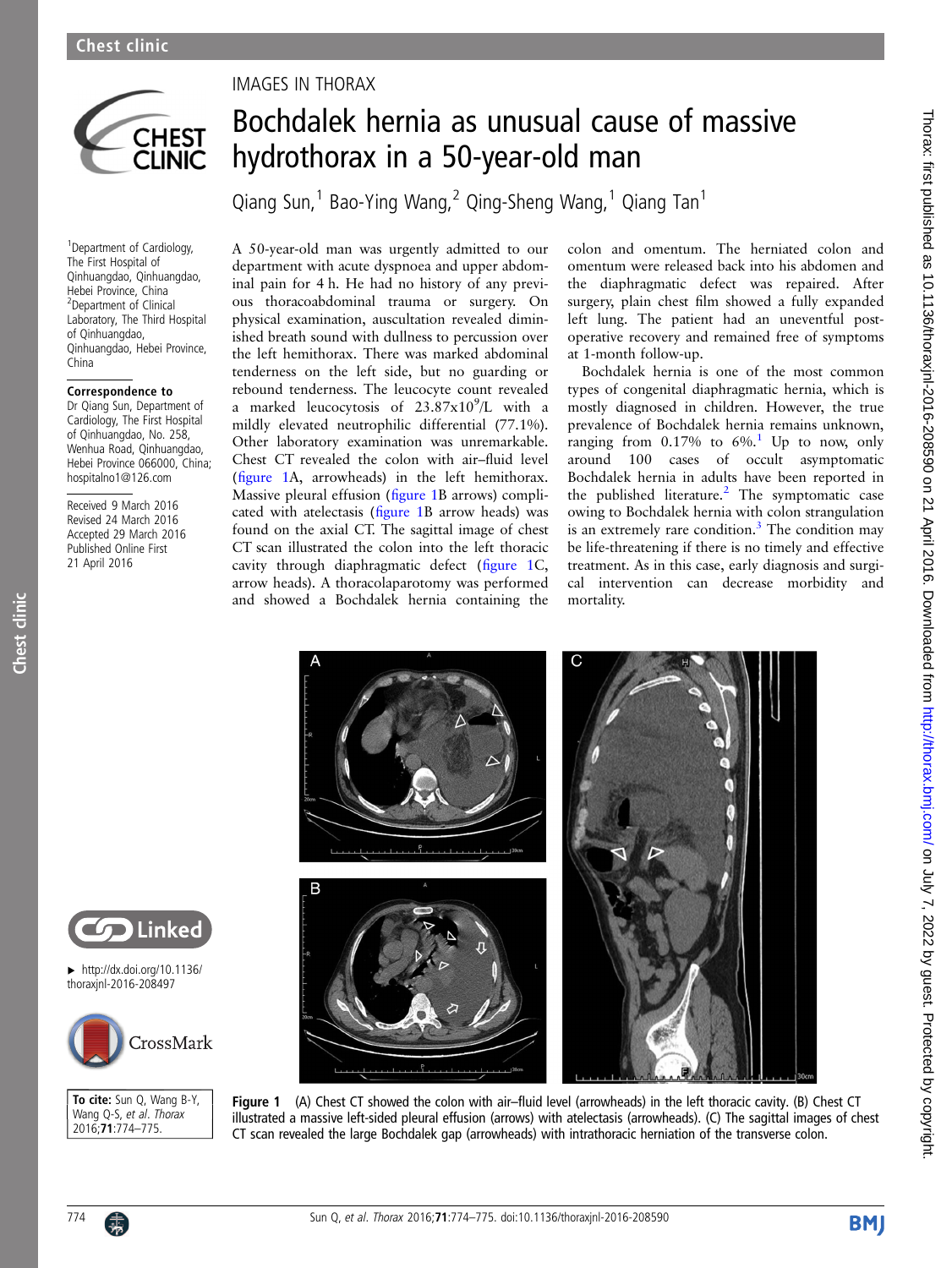IMAGES IN THORAX

# Bochdalek hernia as unusual cause of massive hydrothorax in a 50-year-old man

Qiang Sun,[1] Bao-Ying Wang,[2] Qing-Sheng Wang,[1] Qiang Tan[1]

[1]Department of Cardiology, The First Hospital of Qinhuangdao, Qinhuangdao, Hebei Province, China
[2]Department of Clinical Laboratory, The Third Hospital of Qinhuangdao, Qinhuangdao, Hebei Province, China

**Correspondence to**
Dr Qiang Sun, Department of Cardiology, The First Hospital of Qinhuangdao, No. 258, Wenhua Road, Qinhuangdao, Hebei Province 066000, China; hospitalno1@126.com

Received 9 March 2016
Revised 24 March 2016
Accepted 29 March 2016
Published Online First 21 April 2016

► http://dx.doi.org/10.1136/thoraxjnl-2016-208497

**To cite:** Sun Q, Wang B-Y, Wang Q-S, *et al*. *Thorax* 2016;**71**:774–775.

A 50-year-old man was urgently admitted to our department with acute dyspnoea and upper abdominal pain for 4 h. He had no history of any previous thoracoabdominal trauma or surgery. On physical examination, auscultation revealed diminished breath sound with dullness to percussion over the left hemithorax. There was marked abdominal tenderness on the left side, but no guarding or rebound tenderness. The leucocyte count revealed a marked leucocytosis of $23.87 \times 10^9$/L with a mildly elevated neutrophilic differential (77.1%). Other laboratory examination was unremarkable. Chest CT revealed the colon with air–fluid level (figure 1A, arrowheads) in the left hemithorax. Massive pleural effusion (figure 1B arrows) complicated with atelectasis (figure 1B arrow heads) was found on the axial CT. The sagittal image of chest CT scan illustrated the colon into the left thoracic cavity through diaphragmatic defect (figure 1C, arrow heads). A thoracolaparotomy was performed and showed a Bochdalek hernia containing the colon and omentum. The herniated colon and omentum were released back into his abdomen and the diaphragmatic defect was repaired. After surgery, plain chest film showed a fully expanded left lung. The patient had an uneventful postoperative recovery and remained free of symptoms at 1-month follow-up.

Bochdalek hernia is one of the most common types of congenital diaphragmatic hernia, which is mostly diagnosed in children. However, the true prevalence of Bochdalek hernia remains unknown, ranging from 0.17% to 6%.[1] Up to now, only around 100 cases of occult asymptomatic Bochdalek hernia in adults have been reported in the published literature.[2] The symptomatic case owing to Bochdalek hernia with colon strangulation is an extremely rare condition.[3] The condition may be life-threatening if there is no timely and effective treatment. As in this case, early diagnosis and surgical intervention can decrease morbidity and mortality.

**Figure 1** (A) Chest CT showed the colon with air–fluid level (arrowheads) in the left thoracic cavity. (B) Chest CT illustrated a massive left-sided pleural effusion (arrows) with atelectasis (arrowheads). (C) The sagittal images of chest CT scan revealed the large Bochdalek gap (arrowheads) with intrathoracic herniation of the transverse colon.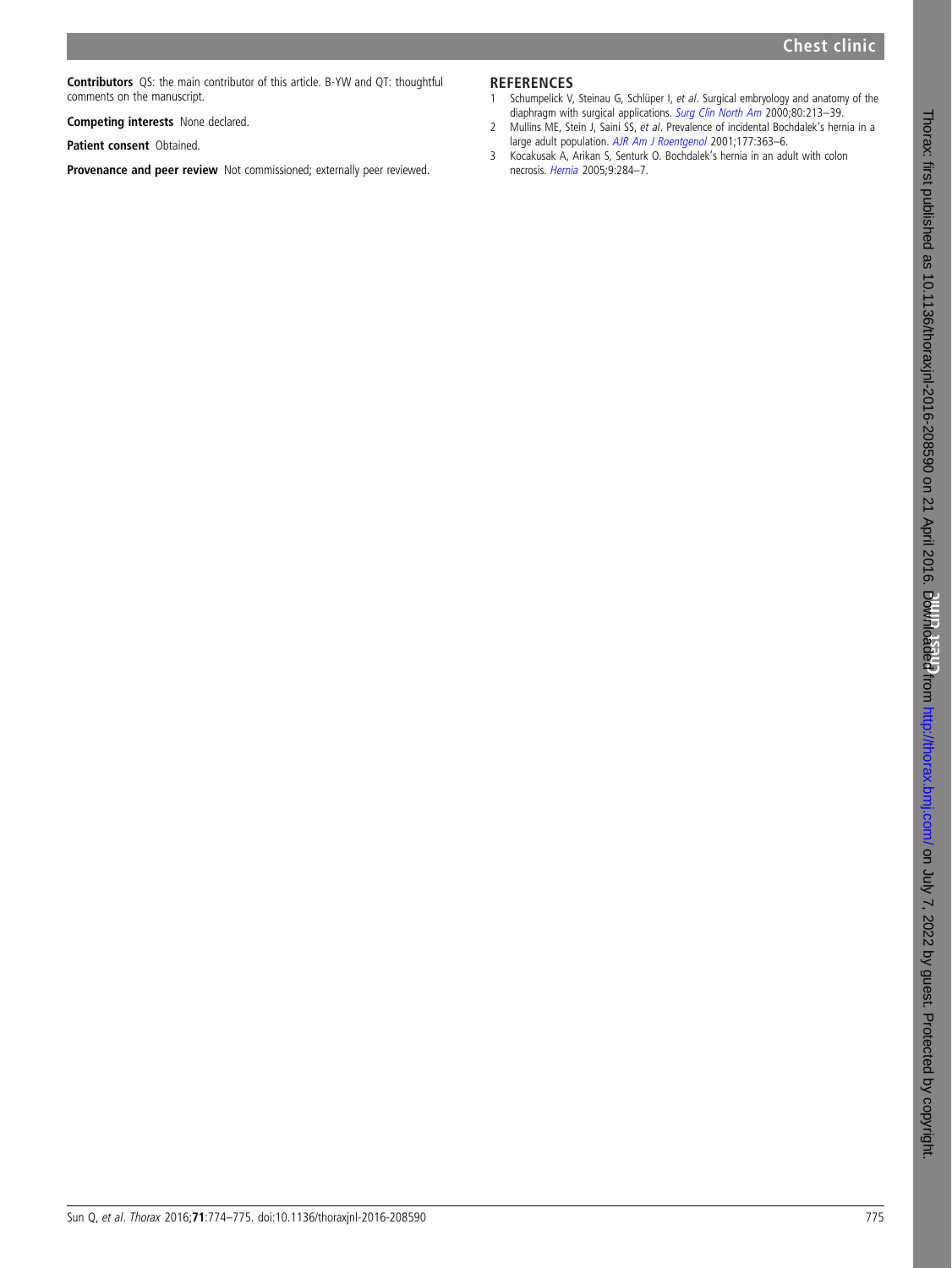**Contributors** QS: the main contributor of this article. B-YW and QT: thoughtful comments on the manuscript.

**Competing interests** None declared.

**Patient consent** Obtained.

**Provenance and peer review** Not commissioned; externally peer reviewed.

## REFERENCES

1. Schumpelick V, Steinau G, Schlüper I, *et al*. Surgical embryology and anatomy of the diaphragm with surgical applications. *Surg Clin North Am* 2000;80:213–39.
2. Mullins ME, Stein J, Saini SS, *et al*. Prevalence of incidental Bochdalek's hernia in a large adult population. *AJR Am J Roentgenol* 2001;177:363–6.
3. Kocakusak A, Arikan S, Senturk O. Bochdalek's hernia in an adult with colon necrosis. *Hernia* 2005;9:284–7.